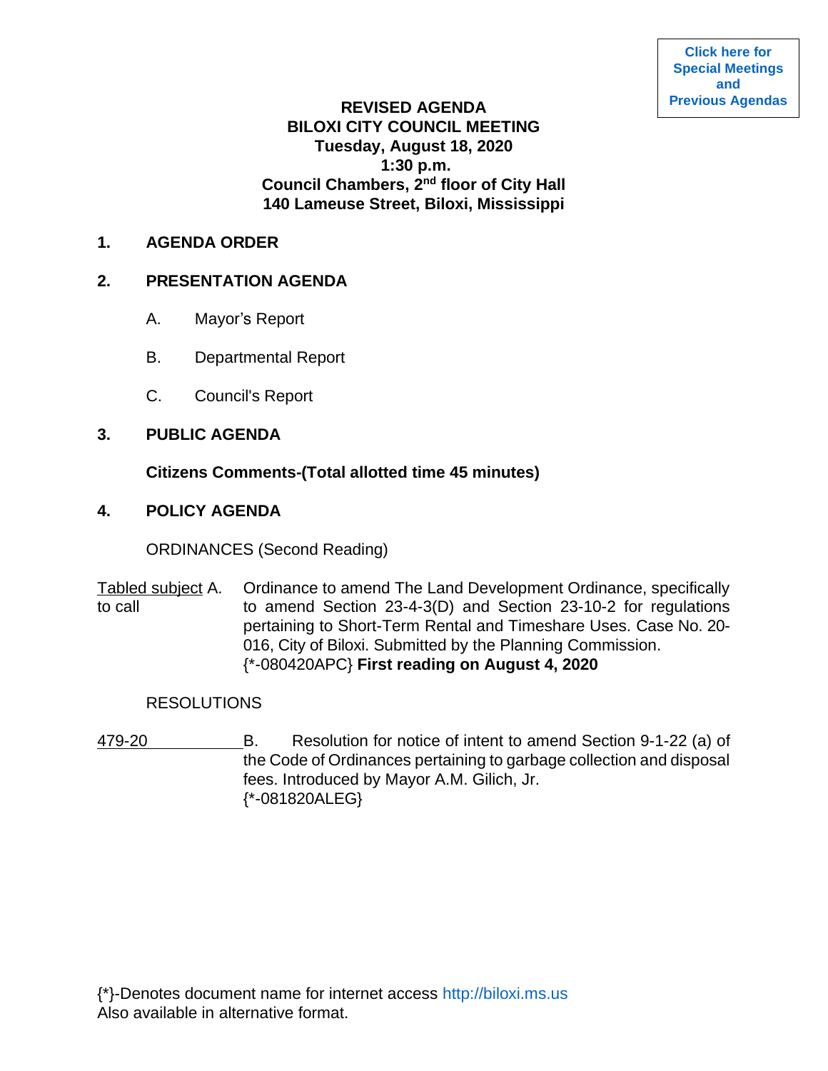Click here for Special Meetings and Previous Agendas

**REVISED AGENDA**
**BILOXI CITY COUNCIL MEETING**
**Tuesday, August 18, 2020**
**1:30 p.m.**
**Council Chambers, 2nd floor of City Hall**
**140 Lameuse Street, Biloxi, Mississippi**

## 1. AGENDA ORDER

## 2. PRESENTATION AGENDA

A. Mayor's Report

B. Departmental Report

C. Council's Report

## 3. PUBLIC AGENDA

**Citizens Comments-(Total allotted time 45 minutes)**

## 4. POLICY AGENDA

ORDINANCES (Second Reading)

Tabled subject to call A. Ordinance to amend The Land Development Ordinance, specifically to amend Section 23-4-3(D) and Section 23-10-2 for regulations pertaining to Short-Term Rental and Timeshare Uses. Case No. 20-016, City of Biloxi. Submitted by the Planning Commission. {*-080420APC} **First reading on August 4, 2020**

RESOLUTIONS

479-20 B. Resolution for notice of intent to amend Section 9-1-22 (a) of the Code of Ordinances pertaining to garbage collection and disposal fees. Introduced by Mayor A.M. Gilich, Jr. {*-081820ALEG}

{*}-Denotes document name for internet access http://biloxi.ms.us
Also available in alternative format.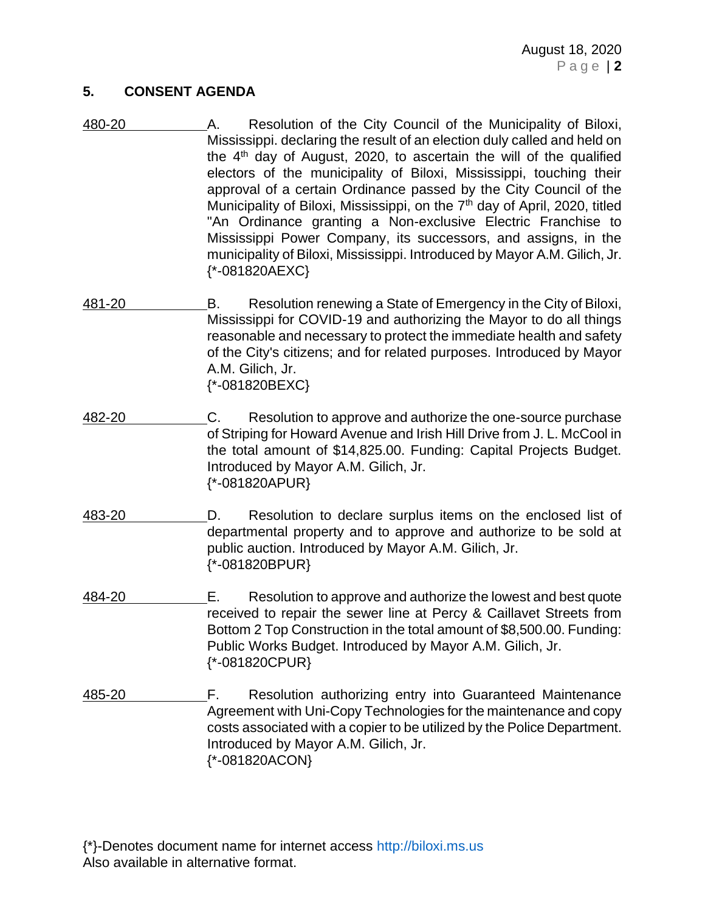## 5. CONSENT AGENDA

480-20 A. Resolution of the City Council of the Municipality of Biloxi, Mississippi. declaring the result of an election duly called and held on the 4th day of August, 2020, to ascertain the will of the qualified electors of the municipality of Biloxi, Mississippi, touching their approval of a certain Ordinance passed by the City Council of the Municipality of Biloxi, Mississippi, on the 7th day of April, 2020, titled "An Ordinance granting a Non-exclusive Electric Franchise to Mississippi Power Company, its successors, and assigns, in the municipality of Biloxi, Mississippi. Introduced by Mayor A.M. Gilich, Jr.
{*-081820AEXC}

481-20 B. Resolution renewing a State of Emergency in the City of Biloxi, Mississippi for COVID-19 and authorizing the Mayor to do all things reasonable and necessary to protect the immediate health and safety of the City's citizens; and for related purposes. Introduced by Mayor A.M. Gilich, Jr.
{*-081820BEXC}

482-20 C. Resolution to approve and authorize the one-source purchase of Striping for Howard Avenue and Irish Hill Drive from J. L. McCool in the total amount of $14,825.00. Funding: Capital Projects Budget. Introduced by Mayor A.M. Gilich, Jr.
{*-081820APUR}

483-20 D. Resolution to declare surplus items on the enclosed list of departmental property and to approve and authorize to be sold at public auction. Introduced by Mayor A.M. Gilich, Jr.
{*-081820BPUR}

484-20 E. Resolution to approve and authorize the lowest and best quote received to repair the sewer line at Percy & Caillavet Streets from Bottom 2 Top Construction in the total amount of $8,500.00. Funding: Public Works Budget. Introduced by Mayor A.M. Gilich, Jr.
{*-081820CPUR}

485-20 F. Resolution authorizing entry into Guaranteed Maintenance Agreement with Uni-Copy Technologies for the maintenance and copy costs associated with a copier to be utilized by the Police Department. Introduced by Mayor A.M. Gilich, Jr.
{*-081820ACON}

{*}-Denotes document name for internet access http://biloxi.ms.us
Also available in alternative format.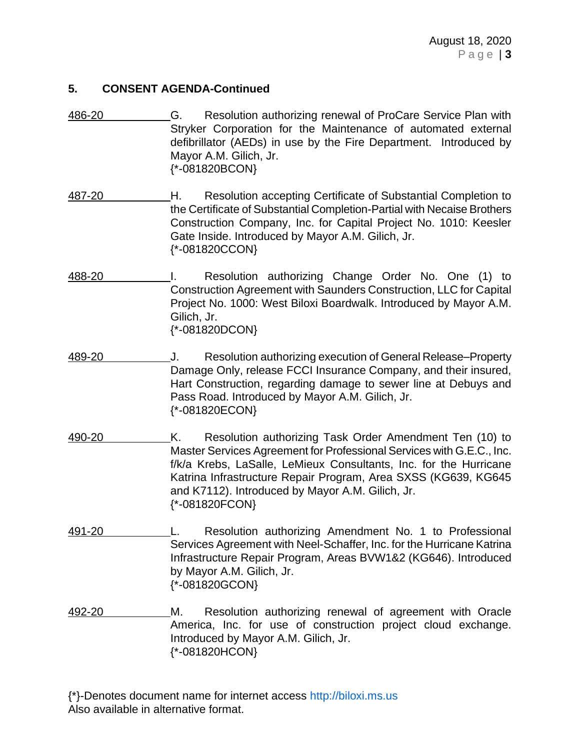## 5. CONSENT AGENDA-Continued

486-20 G. Resolution authorizing renewal of ProCare Service Plan with Stryker Corporation for the Maintenance of automated external defibrillator (AEDs) in use by the Fire Department. Introduced by Mayor A.M. Gilich, Jr.
{*-081820BCON}

487-20 H. Resolution accepting Certificate of Substantial Completion to the Certificate of Substantial Completion-Partial with Necaise Brothers Construction Company, Inc. for Capital Project No. 1010: Keesler Gate Inside. Introduced by Mayor A.M. Gilich, Jr.
{*-081820CCON}

488-20 I. Resolution authorizing Change Order No. One (1) to Construction Agreement with Saunders Construction, LLC for Capital Project No. 1000: West Biloxi Boardwalk. Introduced by Mayor A.M. Gilich, Jr.
{*-081820DCON}

489-20 J. Resolution authorizing execution of General Release–Property Damage Only, release FCCI Insurance Company, and their insured, Hart Construction, regarding damage to sewer line at Debuys and Pass Road. Introduced by Mayor A.M. Gilich, Jr.
{*-081820ECON}

490-20 K. Resolution authorizing Task Order Amendment Ten (10) to Master Services Agreement for Professional Services with G.E.C., Inc. f/k/a Krebs, LaSalle, LeMieux Consultants, Inc. for the Hurricane Katrina Infrastructure Repair Program, Area SXSS (KG639, KG645 and K7112). Introduced by Mayor A.M. Gilich, Jr.
{*-081820FCON}

491-20 L. Resolution authorizing Amendment No. 1 to Professional Services Agreement with Neel-Schaffer, Inc. for the Hurricane Katrina Infrastructure Repair Program, Areas BVW1&2 (KG646). Introduced by Mayor A.M. Gilich, Jr.
{*-081820GCON}

492-20 M. Resolution authorizing renewal of agreement with Oracle America, Inc. for use of construction project cloud exchange. Introduced by Mayor A.M. Gilich, Jr.
{*-081820HCON}

{*}-Denotes document name for internet access http://biloxi.ms.us
Also available in alternative format.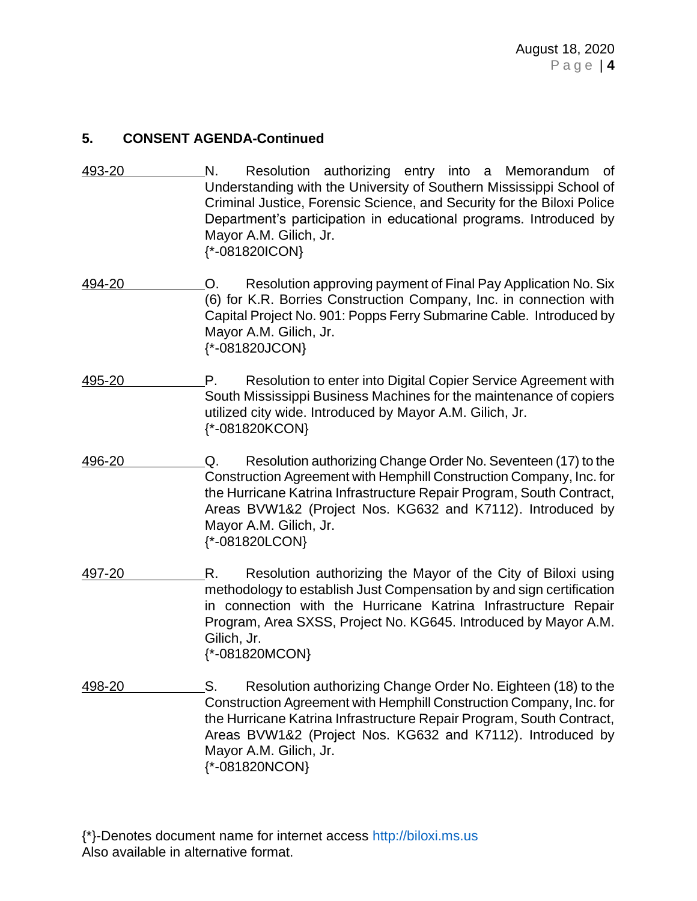## 5. CONSENT AGENDA-Continued

493-20 N. Resolution authorizing entry into a Memorandum of Understanding with the University of Southern Mississippi School of Criminal Justice, Forensic Science, and Security for the Biloxi Police Department's participation in educational programs. Introduced by Mayor A.M. Gilich, Jr.
{*-081820ICON}

494-20 O. Resolution approving payment of Final Pay Application No. Six (6) for K.R. Borries Construction Company, Inc. in connection with Capital Project No. 901: Popps Ferry Submarine Cable. Introduced by Mayor A.M. Gilich, Jr.
{*-081820JCON}

495-20 P. Resolution to enter into Digital Copier Service Agreement with South Mississippi Business Machines for the maintenance of copiers utilized city wide. Introduced by Mayor A.M. Gilich, Jr.
{*-081820KCON}

496-20 Q. Resolution authorizing Change Order No. Seventeen (17) to the Construction Agreement with Hemphill Construction Company, Inc. for the Hurricane Katrina Infrastructure Repair Program, South Contract, Areas BVW1&2 (Project Nos. KG632 and K7112). Introduced by Mayor A.M. Gilich, Jr.
{*-081820LCON}

497-20 R. Resolution authorizing the Mayor of the City of Biloxi using methodology to establish Just Compensation by and sign certification in connection with the Hurricane Katrina Infrastructure Repair Program, Area SXSS, Project No. KG645. Introduced by Mayor A.M. Gilich, Jr.
{*-081820MCON}

498-20 S. Resolution authorizing Change Order No. Eighteen (18) to the Construction Agreement with Hemphill Construction Company, Inc. for the Hurricane Katrina Infrastructure Repair Program, South Contract, Areas BVW1&2 (Project Nos. KG632 and K7112). Introduced by Mayor A.M. Gilich, Jr.
{*-081820NCON}

{*}-Denotes document name for internet access http://biloxi.ms.us
Also available in alternative format.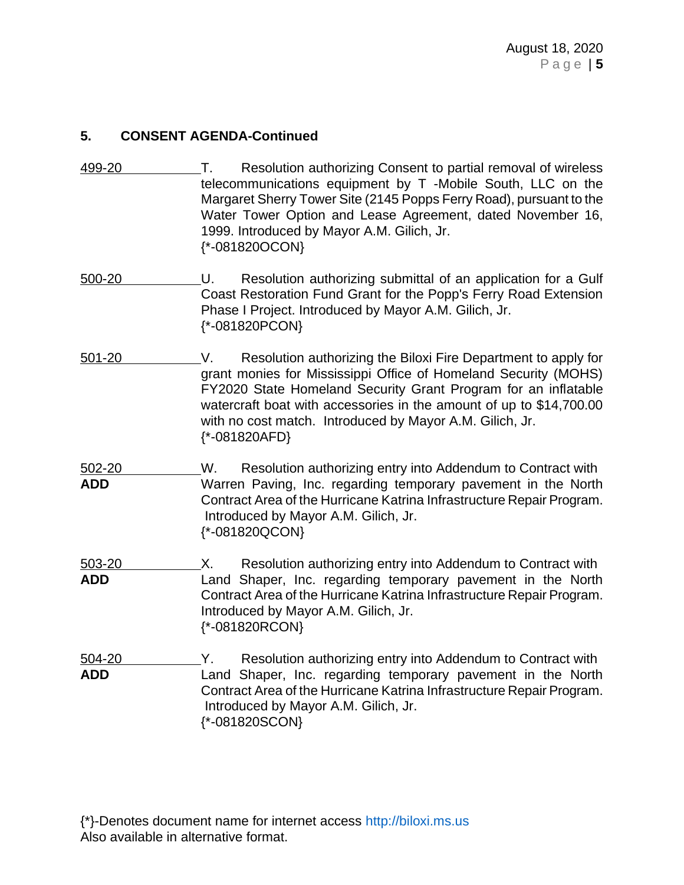## 5. CONSENT AGENDA-Continued

499-20 T. Resolution authorizing Consent to partial removal of wireless telecommunications equipment by T -Mobile South, LLC on the Margaret Sherry Tower Site (2145 Popps Ferry Road), pursuant to the Water Tower Option and Lease Agreement, dated November 16, 1999. Introduced by Mayor A.M. Gilich, Jr.
{*-081820OCON}

500-20 U. Resolution authorizing submittal of an application for a Gulf Coast Restoration Fund Grant for the Popp's Ferry Road Extension Phase I Project. Introduced by Mayor A.M. Gilich, Jr.
{*-081820PCON}

501-20 V. Resolution authorizing the Biloxi Fire Department to apply for grant monies for Mississippi Office of Homeland Security (MOHS) FY2020 State Homeland Security Grant Program for an inflatable watercraft boat with accessories in the amount of up to $14,700.00 with no cost match. Introduced by Mayor A.M. Gilich, Jr.
{*-081820AFD}

502-20
**ADD** W. Resolution authorizing entry into Addendum to Contract with Warren Paving, Inc. regarding temporary pavement in the North Contract Area of the Hurricane Katrina Infrastructure Repair Program. Introduced by Mayor A.M. Gilich, Jr.
{*-081820QCON}

503-20
**ADD** X. Resolution authorizing entry into Addendum to Contract with Land Shaper, Inc. regarding temporary pavement in the North Contract Area of the Hurricane Katrina Infrastructure Repair Program. Introduced by Mayor A.M. Gilich, Jr.
{*-081820RCON}

504-20
**ADD** Y. Resolution authorizing entry into Addendum to Contract with Land Shaper, Inc. regarding temporary pavement in the North Contract Area of the Hurricane Katrina Infrastructure Repair Program. Introduced by Mayor A.M. Gilich, Jr.
{*-081820SCON}

{*}-Denotes document name for internet access http://biloxi.ms.us
Also available in alternative format.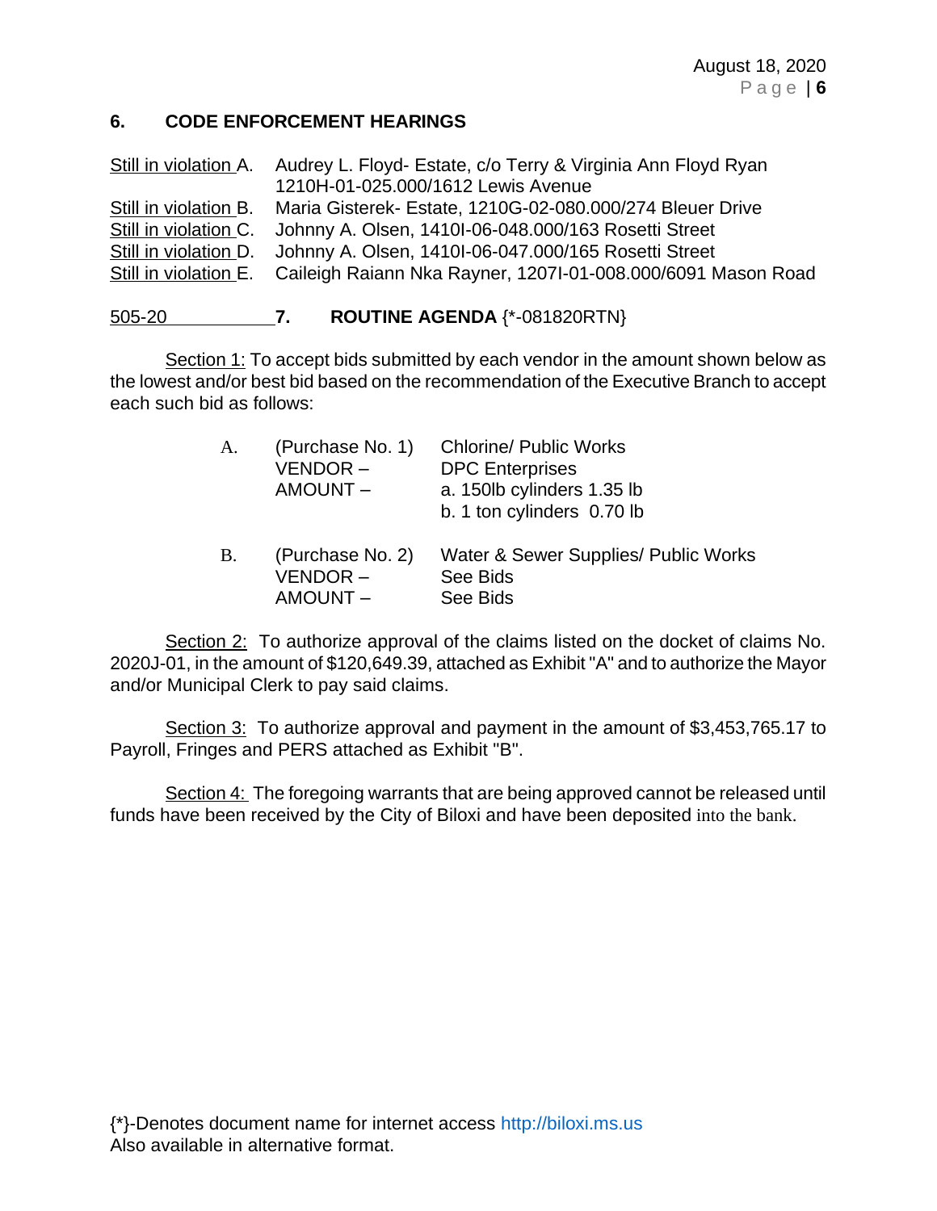## 6. CODE ENFORCEMENT HEARINGS

Still in violation A. Audrey L. Floyd- Estate, c/o Terry & Virginia Ann Floyd Ryan 1210H-01-025.000/1612 Lewis Avenue

Still in violation B. Maria Gisterek- Estate, 1210G-02-080.000/274 Bleuer Drive

Still in violation C. Johnny A. Olsen, 1410I-06-048.000/163 Rosetti Street

Still in violation D. Johnny A. Olsen, 1410I-06-047.000/165 Rosetti Street

Still in violation E. Caileigh Raiann Nka Rayner, 1207I-01-008.000/6091 Mason Road

505-20 **7. ROUTINE AGENDA** {*-081820RTN}

Section 1: To accept bids submitted by each vendor in the amount shown below as the lowest and/or best bid based on the recommendation of the Executive Branch to accept each such bid as follows:

A. (Purchase No. 1) Chlorine/ Public Works
VENDOR – DPC Enterprises
AMOUNT – a. 150lb cylinders 1.35 lb
b. 1 ton cylinders 0.70 lb

B. (Purchase No. 2) Water & Sewer Supplies/ Public Works
VENDOR – See Bids
AMOUNT – See Bids

Section 2: To authorize approval of the claims listed on the docket of claims No. 2020J-01, in the amount of $120,649.39, attached as Exhibit "A" and to authorize the Mayor and/or Municipal Clerk to pay said claims.

Section 3: To authorize approval and payment in the amount of $3,453,765.17 to Payroll, Fringes and PERS attached as Exhibit "B".

Section 4: The foregoing warrants that are being approved cannot be released until funds have been received by the City of Biloxi and have been deposited into the bank.

{*}-Denotes document name for internet access http://biloxi.ms.us
Also available in alternative format.